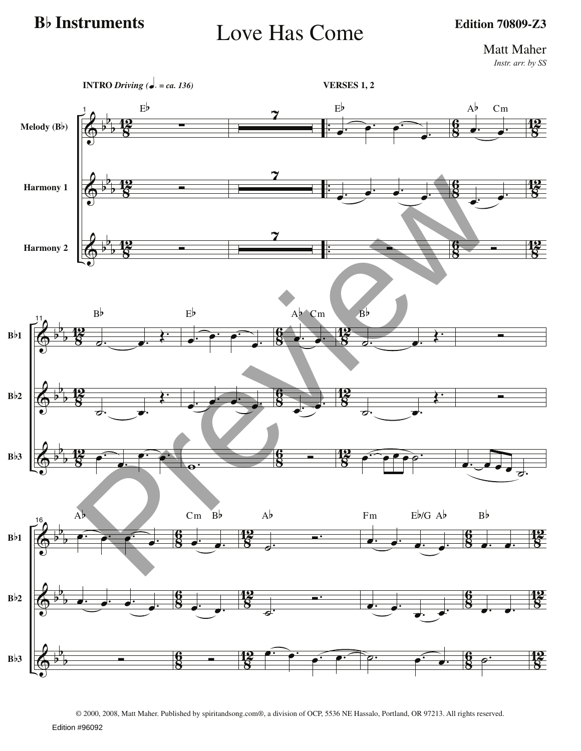**B♭ Instruments**

# Love Has Come

**Edition 70809-Z3**

Matt Maher

*Instr. arr. by SS*

**INTRO** ***Driving (♩. = ca. 136)***

**VERSES 1, 2**

Melody (B♭)

Harmony 1

Harmony 2

B♭1

B♭2

B♭3

© 2000, 2008, Matt Maher. Published by spiritandsong.com®, a division of OCP, 5536 NE Hassalo, Portland, OR 97213. All rights reserved.

Edition #96092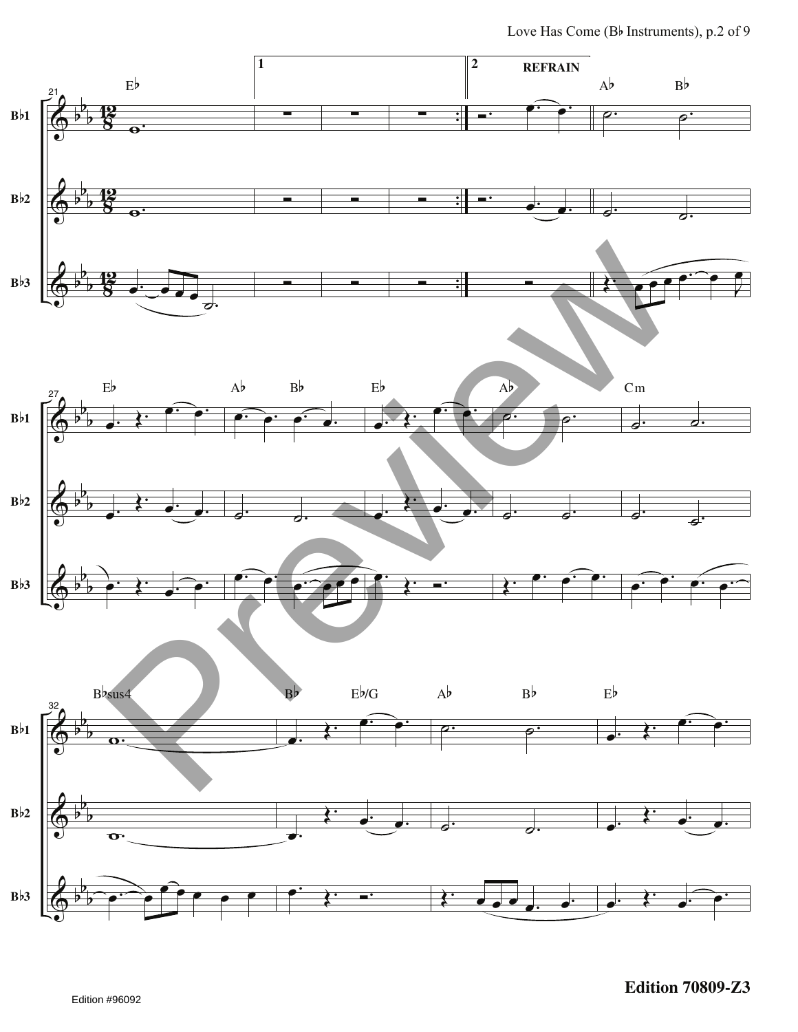REFRAIN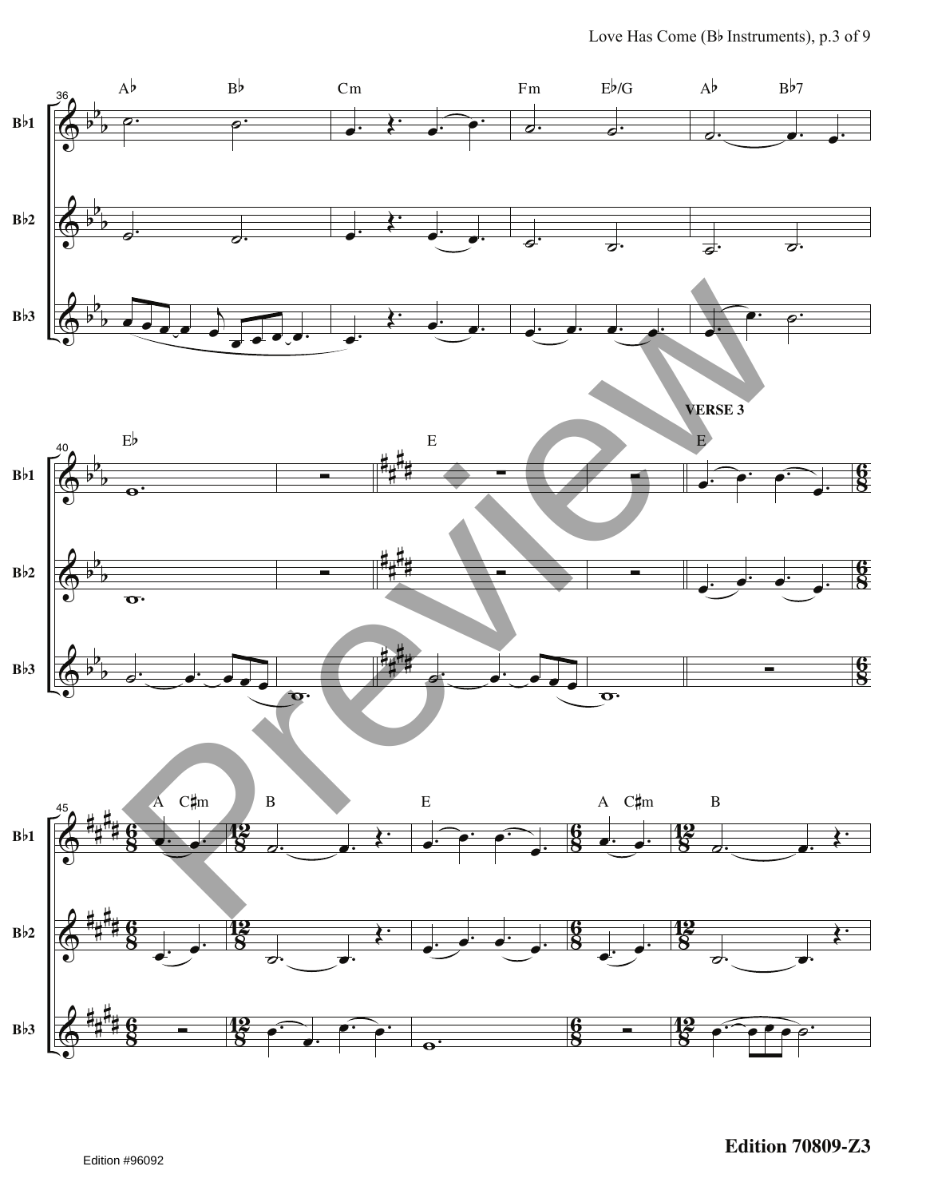**VERSE 3**

Edition #96092

**Edition 70809-Z3**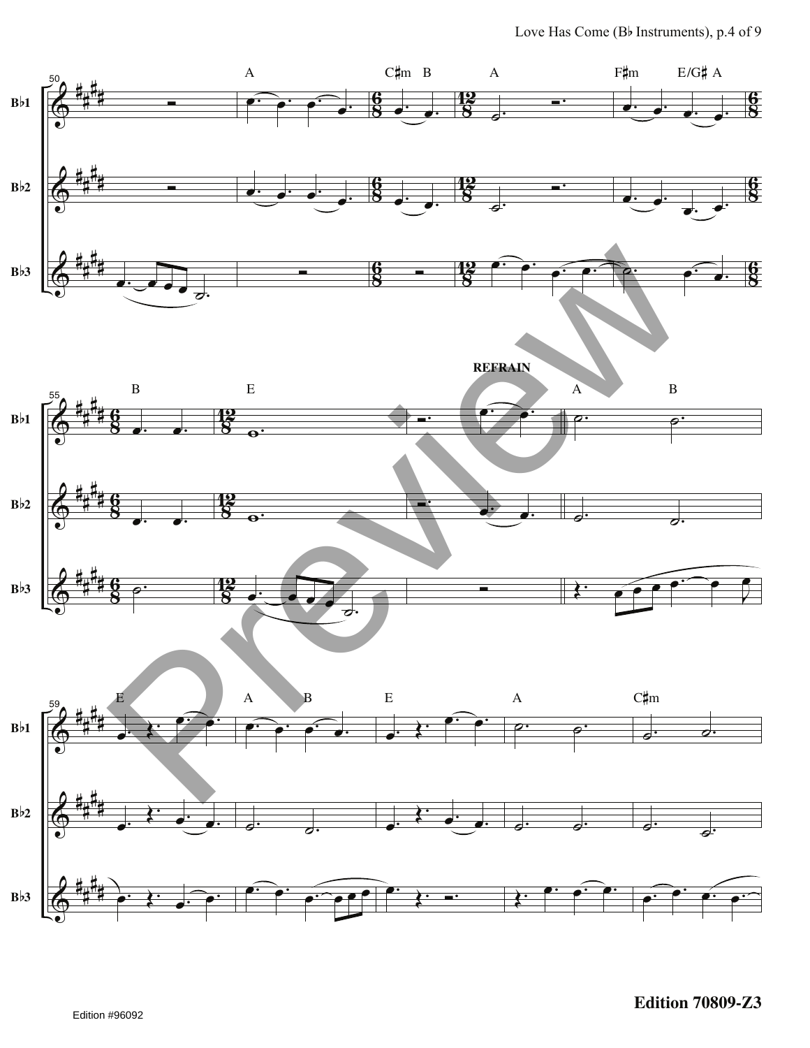REFRAIN

Edition 70809-Z3

Edition #96092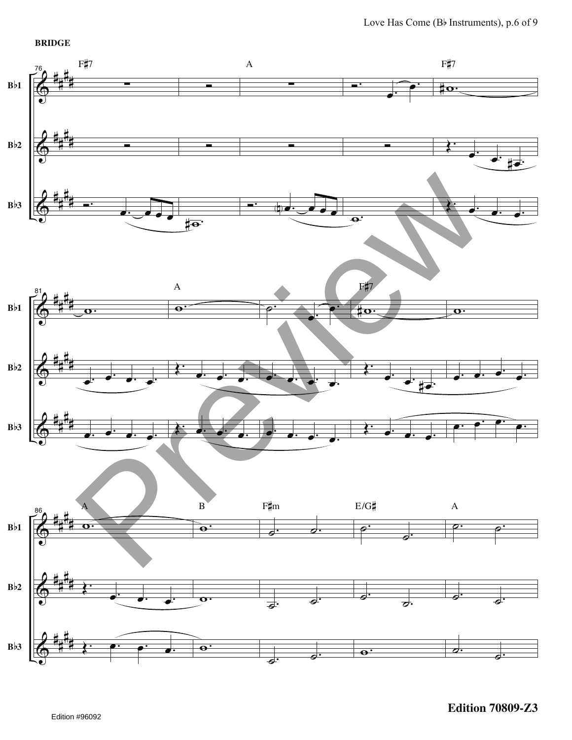**BRIDGE**

F♯7 A F♯7

A F♯7

A B F♯m E/G♯ A

Edition 70809-Z3

Edition #96092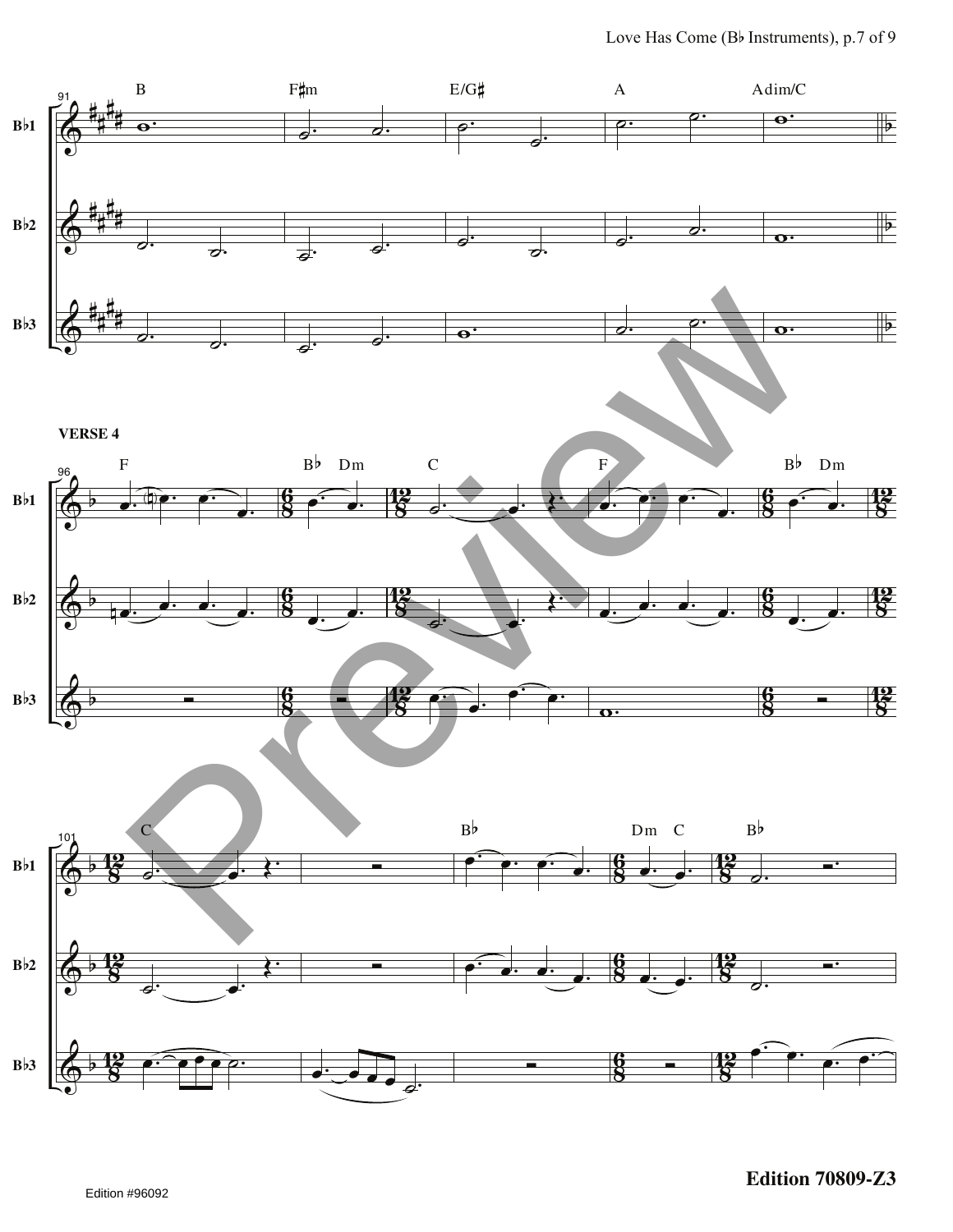**VERSE 4**

Edition #96092

**Edition 70809-Z3**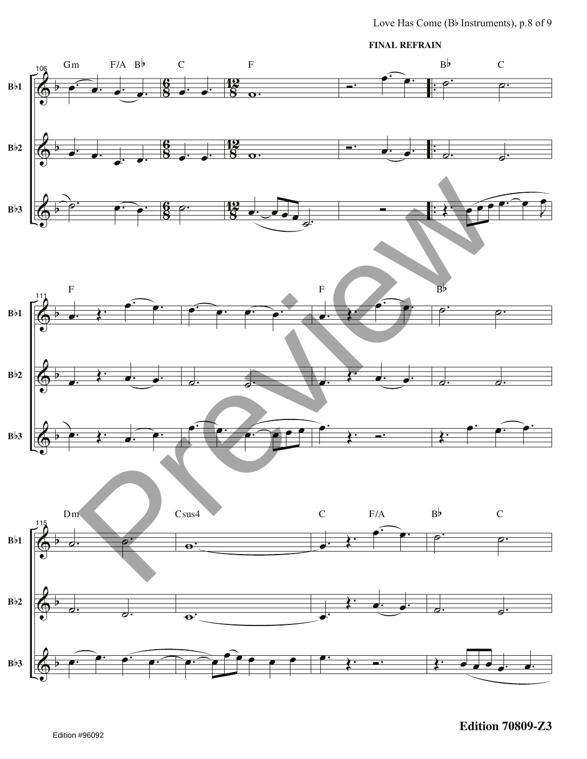**FINAL REFRAIN**

Edition 70809-Z3

Edition #96092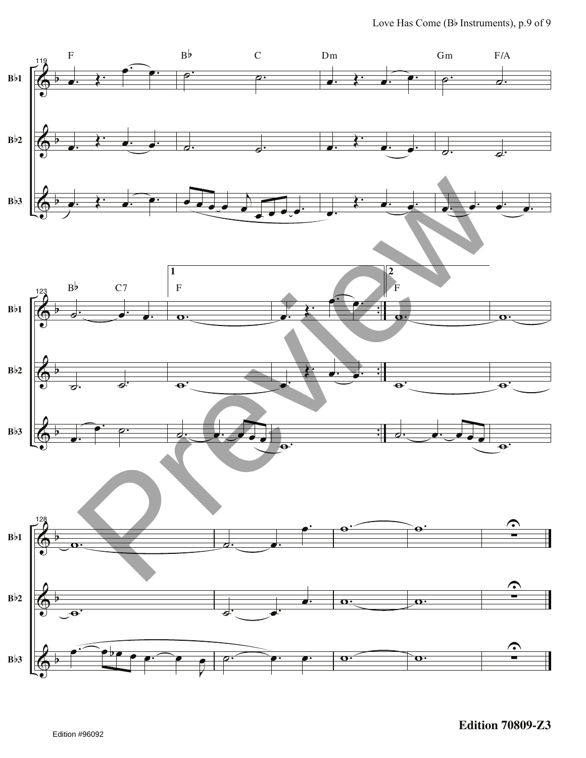Love Has Come (B♭ Instruments)

Edition 70809-Z3

Edition #96092